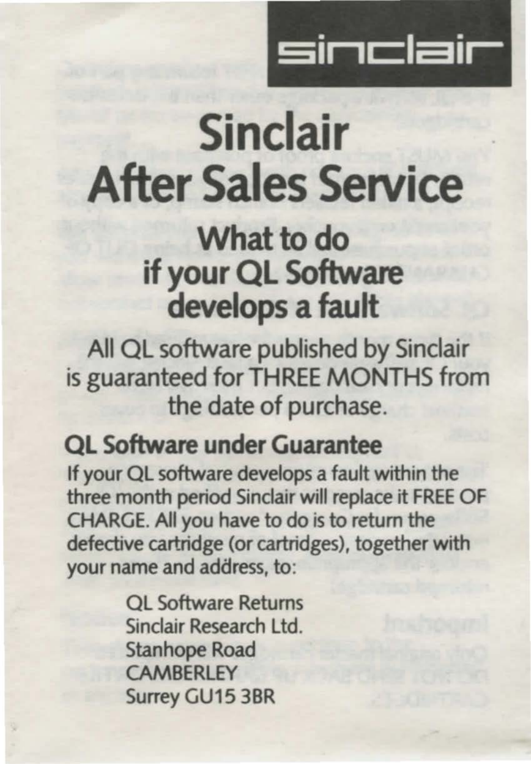sinclair

# Sinclair After Sales Service

## What to do if your QL Software develops a fault

All QL software published by Sinclair is guaranteed for THREE MONTHS from the date of purchase.

### QL Software under Guarantee

If your QL software develops a fault within the three month period Sinclair will replace it FREE OF CHARGE. All you have to do is to return the defective cartridge (or cartridges), together with your name and address, to:

QL Software Returns
Sinclair Research Ltd.
Stanhope Road
CAMBERLEY
Surrey GU15 3BR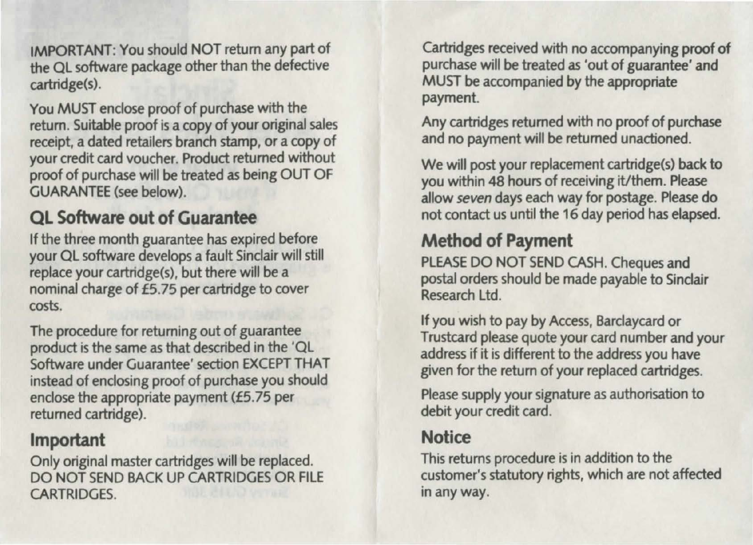IMPORTANT: You should NOT return any part of the QL software package other than the defective cartridge(s).

You MUST enclose proof of purchase with the return. Suitable proof is a copy of your original sales receipt, a dated retailers branch stamp, or a copy of your credit card voucher. Product returned without proof of purchase will be treated as being OUT OF GUARANTEE (see below).

## QL Software out of Guarantee

If the three month guarantee has expired before your QL software develops a fault Sinclair will still replace your cartridge(s), but there will be a nominal charge of £5.75 per cartridge to cover costs.

The procedure for returning out of guarantee product is the same as that described in the 'QL Software under Guarantee' section EXCEPT THAT instead of enclosing proof of purchase you should enclose the appropriate payment (£5.75 per returned cartridge).

## Important

Only original master cartridges will be replaced. DO NOT SEND BACK UP CARTRIDGES OR FILE CARTRIDGES.

Cartridges received with no accompanying proof of purchase will be treated as 'out of guarantee' and MUST be accompanied by the appropriate payment.

Any cartridges returned with no proof of purchase and no payment will be returned unactioned.

We will post your replacement cartridge(s) back to you within 48 hours of receiving it/them. Please allow *seven* days each way for postage. Please do not contact us until the 16 day period has elapsed.

## Method of Payment

PLEASE DO NOT SEND CASH. Cheques and postal orders should be made payable to Sinclair Research Ltd.

If you wish to pay by Access, Barclaycard or Trustcard please quote your card number and your address if it is different to the address you have given for the return of your replaced cartridges.

Please supply your signature as authorisation to debit your credit card.

## Notice

This returns procedure is in addition to the customer's statutory rights, which are not affected in any way.